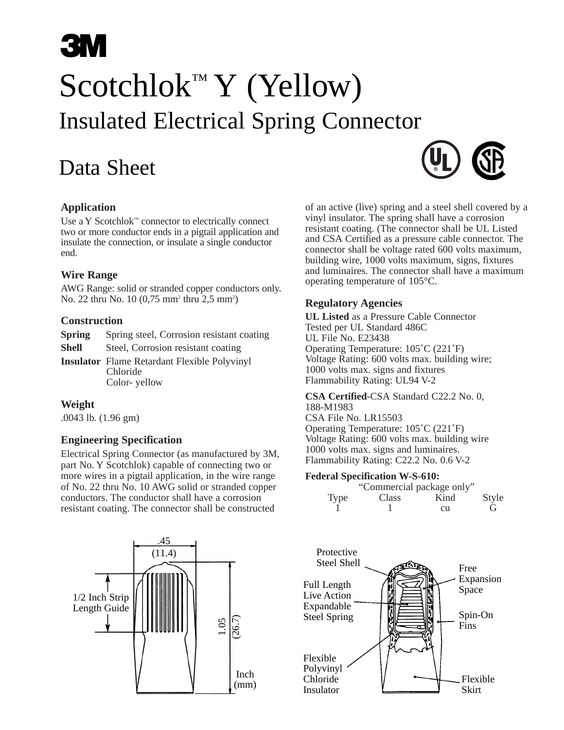3M

# Scotchlok™ Y (Yellow)

## Insulated Electrical Spring Connector

## Data Sheet

### Application

Use a Y Scotchlok™ connector to electrically connect two or more conductor ends in a pigtail application and insulate the connection, or insulate a single conductor end.

### Wire Range

AWG Range: solid or stranded copper conductors only. No. 22 thru No. 10 (0,75 $mm^2$ thru 2,5 $mm^2$)

### Construction

**Spring** Spring steel, Corrosion resistant coating

**Shell** Steel, Corrosion resistant coating

**Insulator** Flame Retardant Flexible Polyvinyl Chloride
Color- yellow

### Weight

.0043 lb. (1.96 gm)

### Engineering Specification

Electrical Spring Connector (as manufactured by 3M, part No. Y Scotchlok) capable of connecting two or more wires in a pigtail application, in the wire range of No. 22 thru No. 10 AWG solid or stranded copper conductors. The conductor shall have a corrosion resistant coating. The connector shall be constructed of an active (live) spring and a steel shell covered by a vinyl insulator. The spring shall have a corrosion resistant coating. (The connector shall be UL Listed and CSA Certified as a pressure cable connector. The connector shall be voltage rated 600 volts maximum, building wire, 1000 volts maximum, signs, fixtures and luminaires. The connector shall have a maximum operating temperature of 105°C.

### Regulatory Agencies

**UL Listed** as a Pressure Cable Connector
Tested per UL Standard 486C
UL File No. E23438
Operating Temperature: 105˚C (221˚F)
Voltage Rating: 600 volts max. building wire; 1000 volts max. signs and fixtures
Flammability Rating: UL94 V-2

**CSA Certified**-CSA Standard C22.2 No. 0, 188-M1983
CSA File No. LR15503
Operating Temperature: 105˚C (221˚F)
Voltage Rating: 600 volts max. building wire 1000 volts max. signs and luminaires.
Flammability Rating: C22.2 No. 0.6 V-2

**Federal Specification W-S-610:**
"Commercial package only"

| Type | Class | Kind | Style |
|---|---|---|---|
| 1 | 1 | cu | G |

.45 (11.4)

1/2 Inch Strip Length Guide

1.05 (26.7)

Inch (mm)

Protective Steel Shell

Full Length Live Action Expandable Steel Spring

Free Expansion Space

Spin-On Fins

Flexible Polyvinyl Chloride Insulator

Flexible Skirt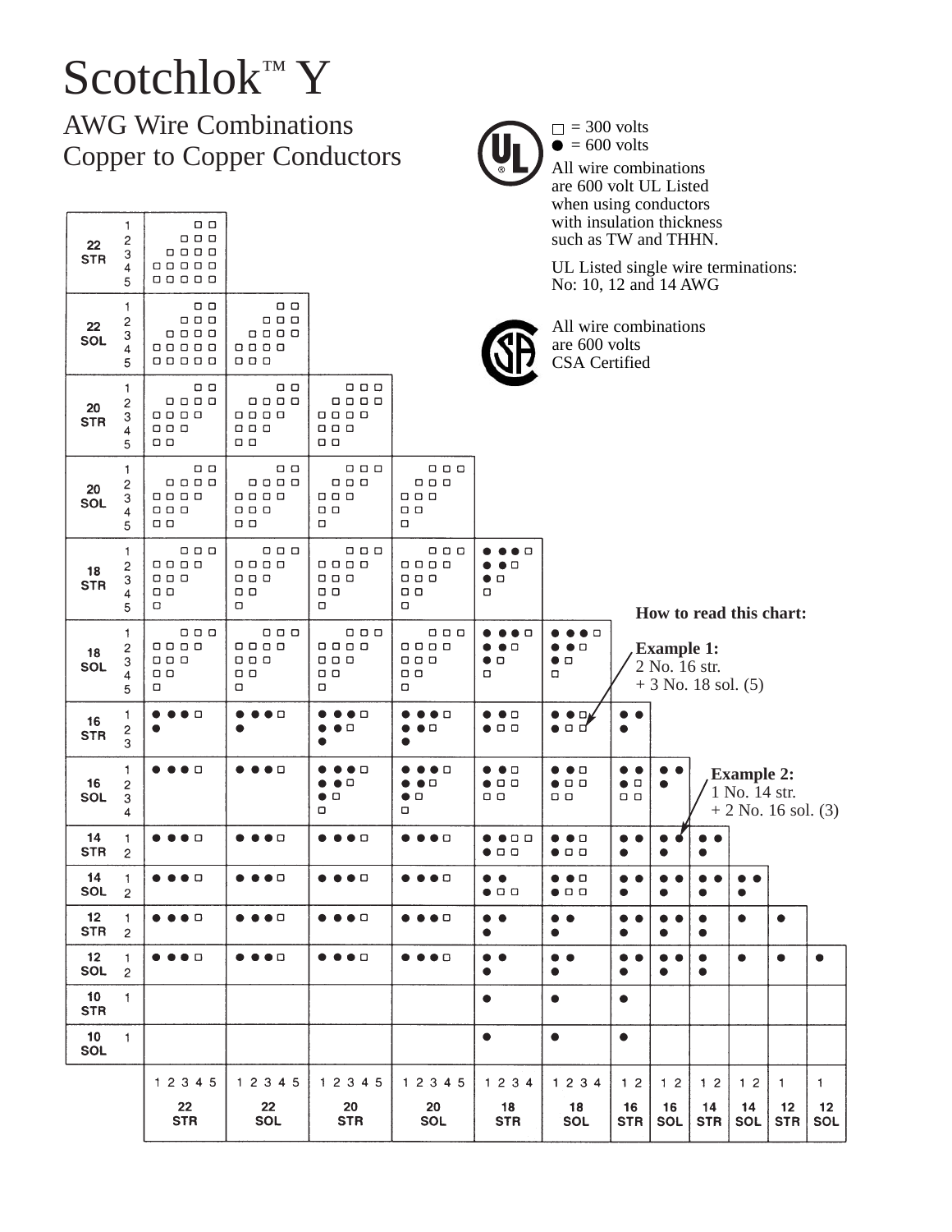# Scotchlok™ Y

## AWG Wire Combinations
## Copper to Copper Conductors

□ = 300 volts
● = 600 volts

All wire combinations are 600 volt UL Listed when using conductors with insulation thickness such as TW and THHN.

UL Listed single wire terminations: No: 10, 12 and 14 AWG

All wire combinations are 600 volts CSA Certified

| Wire | No. | 22 STR (1 2 3 4 5) | 22 SOL (1 2 3 4 5) | 20 STR (1 2 3 4 5) | 20 SOL (1 2 3 4 5) | 18 STR (1 2 3 4) | 18 SOL (1 2 3 4) | 16 STR (1 2) | 16 SOL (1 2) | 14 STR (1 2) | 14 SOL (1 2) | 12 STR (1) | 12 SOL (1) |
|---|---|---|---|---|---|---|---|---|---|---|---|---|---|
| 22 STR | 1 | · · · □ □ | | | | | | | | | | | |
| | 2 | · · □ □ □ | | | | | | | | | | | |
| | 3 | · □ □ □ □ | | | | | | | | | | | |
| | 4 | □ □ □ □ □ | | | | | | | | | | | |
| | 5 | □ □ □ □ □ | | | | | | | | | | | |
| 22 SOL | 1 | · · · □ □ | · · · □ □ | | | | | | | | | | |
| | 2 | · · □ □ □ | · · □ □ □ | | | | | | | | | | |
| | 3 | · □ □ □ □ | · □ □ □ □ | | | | | | | | | | |
| | 4 | □ □ □ □ □ | □ □ □ □ · | | | | | | | | | | |
| | 5 | □ □ □ □ □ | □ □ □ · · | | | | | | | | | | |
| 20 STR | 1 | · · · □ □ | · · · □ □ | · · □ □ □ | | | | | | | | | |
| | 2 | · □ □ □ □ | · □ □ □ □ | · □ □ □ □ | | | | | | | | | |
| | 3 | □ □ □ □ · | □ □ □ □ · | □ □ □ □ · | | | | | | | | | |
| | 4 | □ □ □ · · | □ □ □ · · | □ □ □ · · | | | | | | | | | |
| | 5 | □ □ · · · | □ □ · · · | □ □ · · · | | | | | | | | | |
| 20 SOL | 1 | · · · □ □ | · · · □ □ | · · □ □ □ | · · □ □ □ | | | | | | | | |
| | 2 | · □ □ □ □ | · □ □ □ □ | · □ □ □ · | · □ □ □ · | | | | | | | | |
| | 3 | □ □ □ □ · | □ □ □ □ · | □ □ □ · · | □ □ □ · · | | | | | | | | |
| | 4 | □ □ □ · · | □ □ □ · · | □ □ · · · | □ □ · · · | | | | | | | | |
| | 5 | □ □ · · · | □ □ · · · | □ · · · · | □ · · · · | | | | | | | | |
| 18 STR | 1 | · · □ □ □ | · · □ □ □ | · · □ □ □ | · · □ □ □ | ● ● ● □ | | | | | | | |
| | 2 | □ □ □ □ · | □ □ □ □ · | □ □ □ □ · | □ □ □ □ · | ● ● □ · | | | | | | | |
| | 3 | □ □ □ · · | □ □ □ · · | □ □ □ · · | □ □ □ · · | ● □ · · | | | | | | | |
| | 4 | □ □ · · · | □ □ · · · | □ □ · · · | □ □ · · · | □ · · · | | | | | | | |
| | 5 | □ · · · · | □ · · · · | □ · · · · | □ · · · · | | | | | | | | |
| 18 SOL | 1 | · · □ □ □ | · · □ □ □ | · · □ □ □ | · · □ □ □ | ● ● ● □ | ● ● ● □ | | | | | | |
| | 2 | □ □ □ □ · | □ □ □ □ · | □ □ □ □ · | □ □ □ □ · | ● ● □ · | ● ● □ · | | | | | | |
| | 3 | □ □ □ · · | □ □ □ · · | □ □ □ · · | □ □ □ · · | ● □ · · | ● □ · · | | | | | | |
| | 4 | □ □ · · · | □ □ · · · | □ □ · · · | □ □ · · · | □ · · · | □ · · · | | | | | | |
| | 5 | □ · · · · | □ · · · · | □ · · · · | □ · · · · | | | | | | | | |
| 16 STR | 1 | ● ● ● □ · | ● ● ● □ · | ● ● ● □ · | ● ● ● □ · | ● ● □ · | ● ● □ · | ● ● | | | | | |
| | 2 | ● · · · · | ● · · · · | ● ● □ · · | ● ● □ · · | ● □ □ · | ● □ □ · | ● · | | | | | |
| | 3 | | | ● · · · · | ● · · · · | | | | | | | | |
| 16 SOL | 1 | ● ● ● □ · | ● ● ● □ · | ● ● ● □ · | ● ● ● □ · | ● ● □ · | ● ● □ · | ● ● | ● ● | | | | |
| | 2 | | | ● ● □ · · | ● ● □ · · | ● □ □ · | ● □ □ · | ● □ | ● · | | | | |
| | 3 | | | ● □ · · · | ● □ · · · | □ □ · · | □ □ · · | □ □ | | | | | |
| | 4 | | | □ · · · · | □ · · · · | | | | | | | | |
| 14 STR | 1 | ● ● ● □ · | ● ● ● □ · | ● ● ● □ · | ● ● ● □ · | ● ● □ □ | ● ● □ · | ● ● | ● ● | ● ● | | | |
| | 2 | | | | | ● □ □ · | ● □ □ · | ● · | ● · | ● · | | | |
| 14 SOL | 1 | ● ● ● □ · | ● ● ● □ · | ● ● ● □ · | ● ● ● □ · | ● ● · · | ● ● □ · | ● ● | ● ● | ● ● | ● ● | | |
| | 2 | | | | | ● □ □ · | ● □ □ · | ● · | ● · | ● · | ● · | | |
| 12 STR | 1 | ● ● ● □ · | ● ● ● □ · | ● ● ● □ · | ● ● ● □ · | ● ● · · | ● ● · · | ● ● | ● ● | ● · | ● · | ● | |
| | 2 | | | | | ● · · · | ● · · · | ● · | ● · | ● · | | | |
| 12 SOL | 1 | ● ● ● □ · | ● ● ● □ · | ● ● ● □ · | ● ● ● □ · | ● ● · · | ● ● · · | ● ● | ● ● | ● · | ● · | ● | ● |
| | 2 | | | | | ● · · · | ● · · · | ● · | ● · | ● · | | | |
| 10 STR | 1 | | | | | ● · · · | ● · · · | ● · | | | | | |
| 10 SOL | 1 | | | | | ● · · · | ● · · · | ● · | | | | | |

**How to read this chart:**

**Example 1:**
2 No. 16 str.
+ 3 No. 18 sol. (5)

**Example 2:**
1 No. 14 str.
+ 2 No. 16 sol. (3)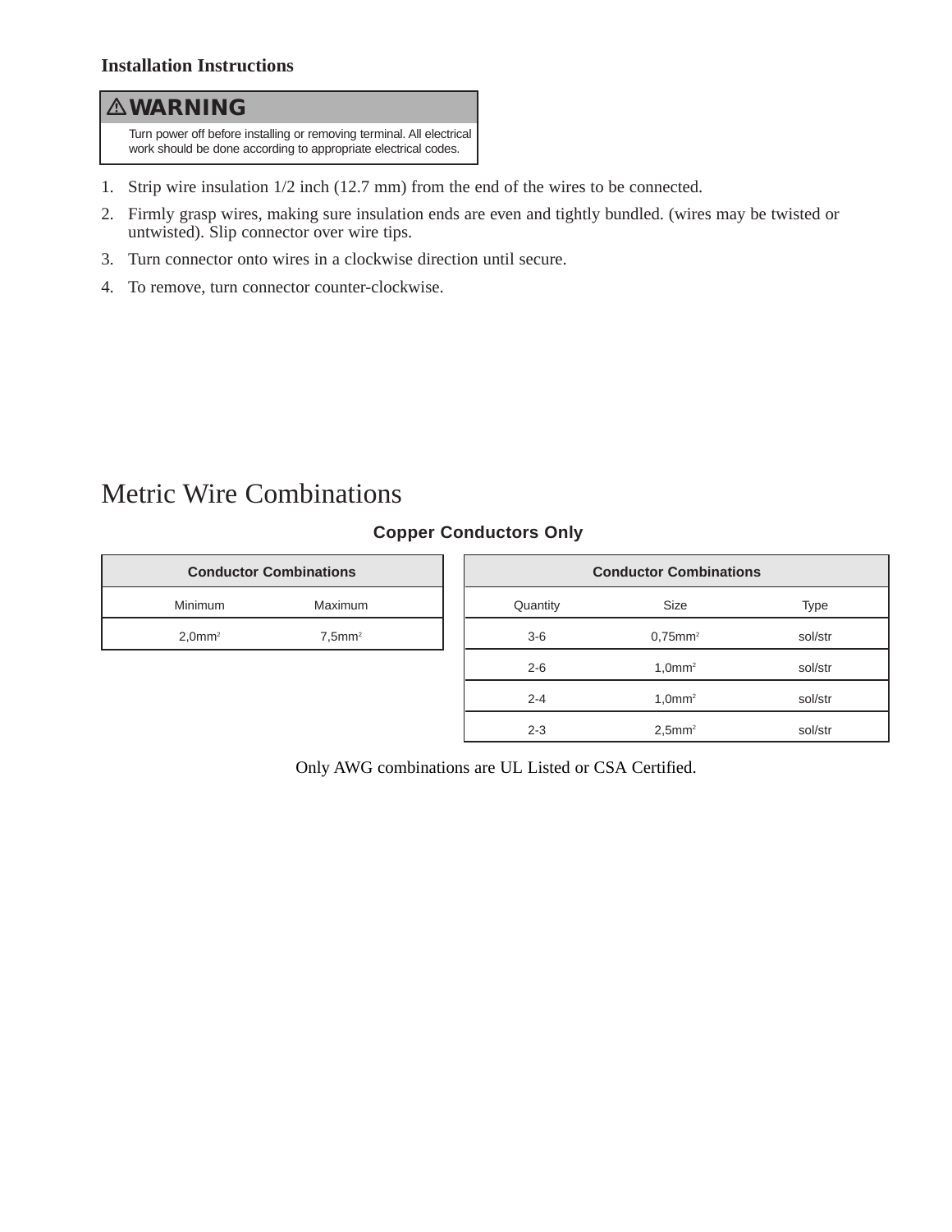**Installation Instructions**

> ⚠ **WARNING**
>
> Turn power off before installing or removing terminal. All electrical work should be done according to appropriate electrical codes.

1. Strip wire insulation 1/2 inch (12.7 mm) from the end of the wires to be connected.
2. Firmly grasp wires, making sure insulation ends are even and tightly bundled. (wires may be twisted or untwisted). Slip connector over wire tips.
3. Turn connector onto wires in a clockwise direction until secure.
4. To remove, turn connector counter-clockwise.

# Metric Wire Combinations

**Copper Conductors Only**

| Conductor Combinations | |
|---|---|
| Minimum | Maximum |
| 2,0mm$^2$ | 7,5mm$^2$ |

| Conductor Combinations | | |
|---|---|---|
| Quantity | Size | Type |
| 3-6 | 0,75mm$^2$ | sol/str |
| 2-6 | 1,0mm$^2$ | sol/str |
| 2-4 | 1,0mm$^2$ | sol/str |
| 2-3 | 2,5mm$^2$ | sol/str |

Only AWG combinations are UL Listed or CSA Certified.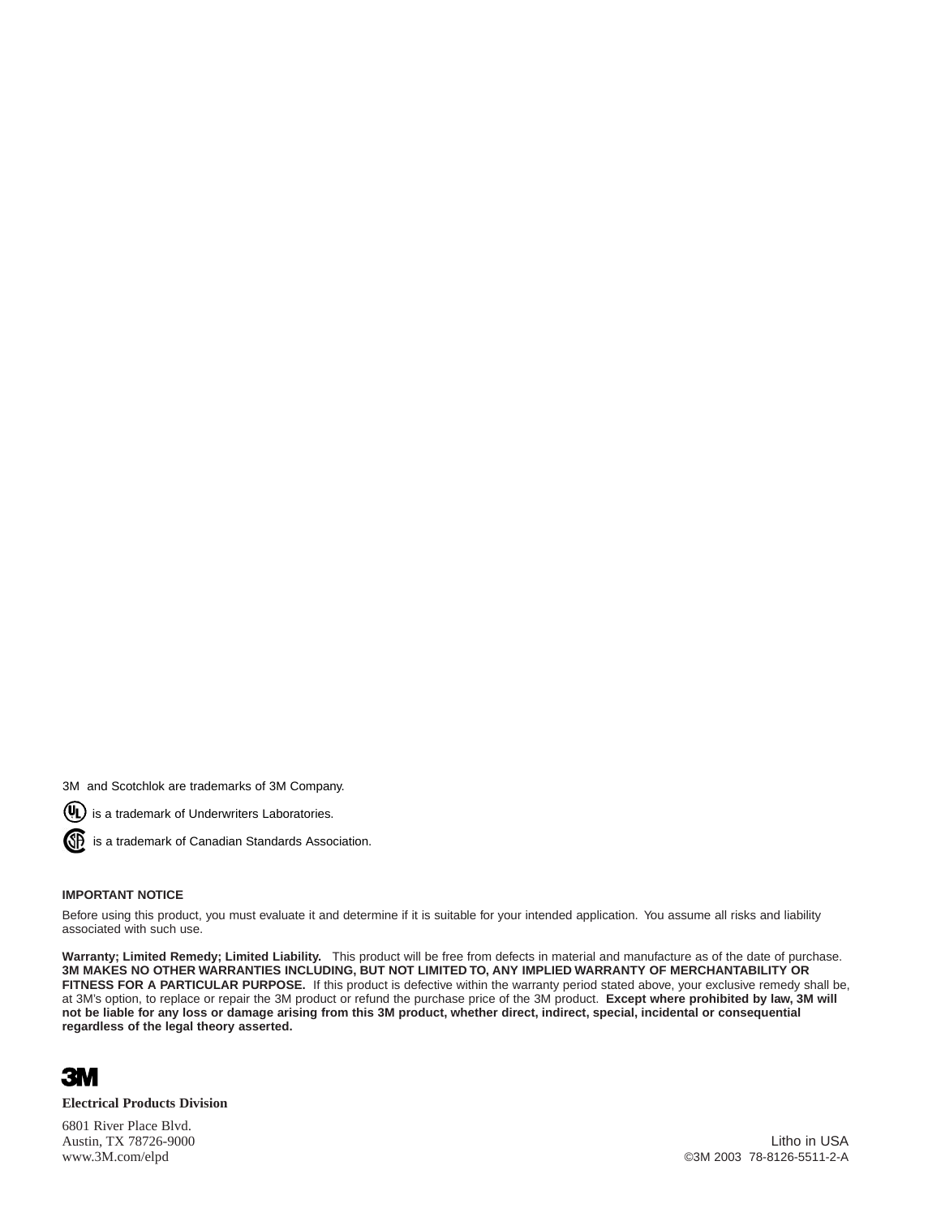3M and Scotchlok are trademarks of 3M Company.

UL is a trademark of Underwriters Laboratories.

CSA is a trademark of Canadian Standards Association.

**IMPORTANT NOTICE**

Before using this product, you must evaluate it and determine if it is suitable for your intended application. You assume all risks and liability associated with such use.

**Warranty; Limited Remedy; Limited Liability.** This product will be free from defects in material and manufacture as of the date of purchase. **3M MAKES NO OTHER WARRANTIES INCLUDING, BUT NOT LIMITED TO, ANY IMPLIED WARRANTY OF MERCHANTABILITY OR FITNESS FOR A PARTICULAR PURPOSE.** If this product is defective within the warranty period stated above, your exclusive remedy shall be, at 3M's option, to replace or repair the 3M product or refund the purchase price of the 3M product. **Except where prohibited by law, 3M will not be liable for any loss or damage arising from this 3M product, whether direct, indirect, special, incidental or consequential regardless of the legal theory asserted.**

**3M**

**Electrical Products Division**

6801 River Place Blvd.
Austin, TX 78726-9000
www.3M.com/elpd

Litho in USA
©3M 2003 78-8126-5511-2-A